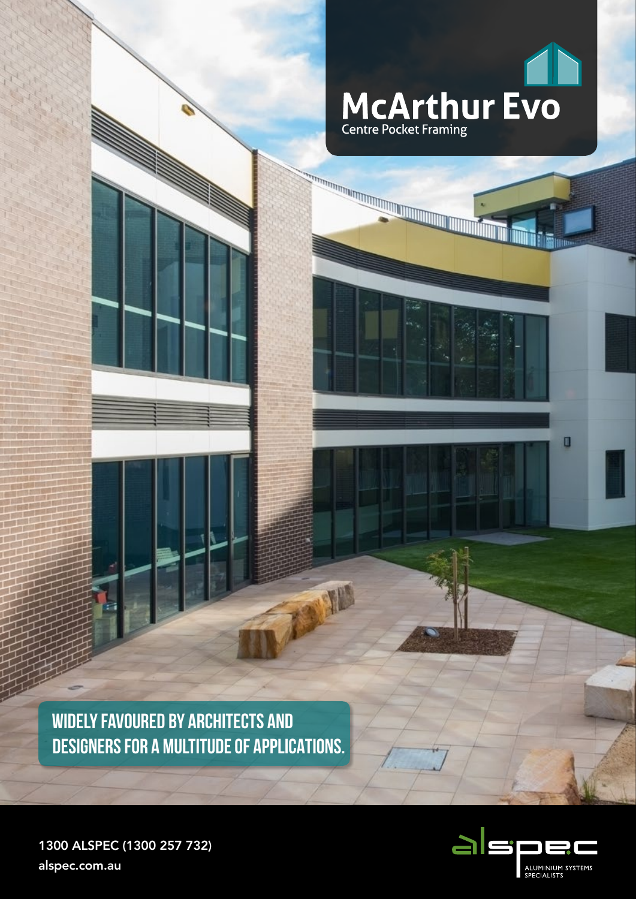# McArthur Evo

Centre Pocket Framing

**WIDELY FAVOURED BY ARCHITECTS AND DESIGNERS FOR A MULTITUDE OF APPLICATIONS.**

1300 ALSPEC (1300 257 732)

alspec.com.au

alspec

ALUMINIUM SYSTEMS SPECIALISTS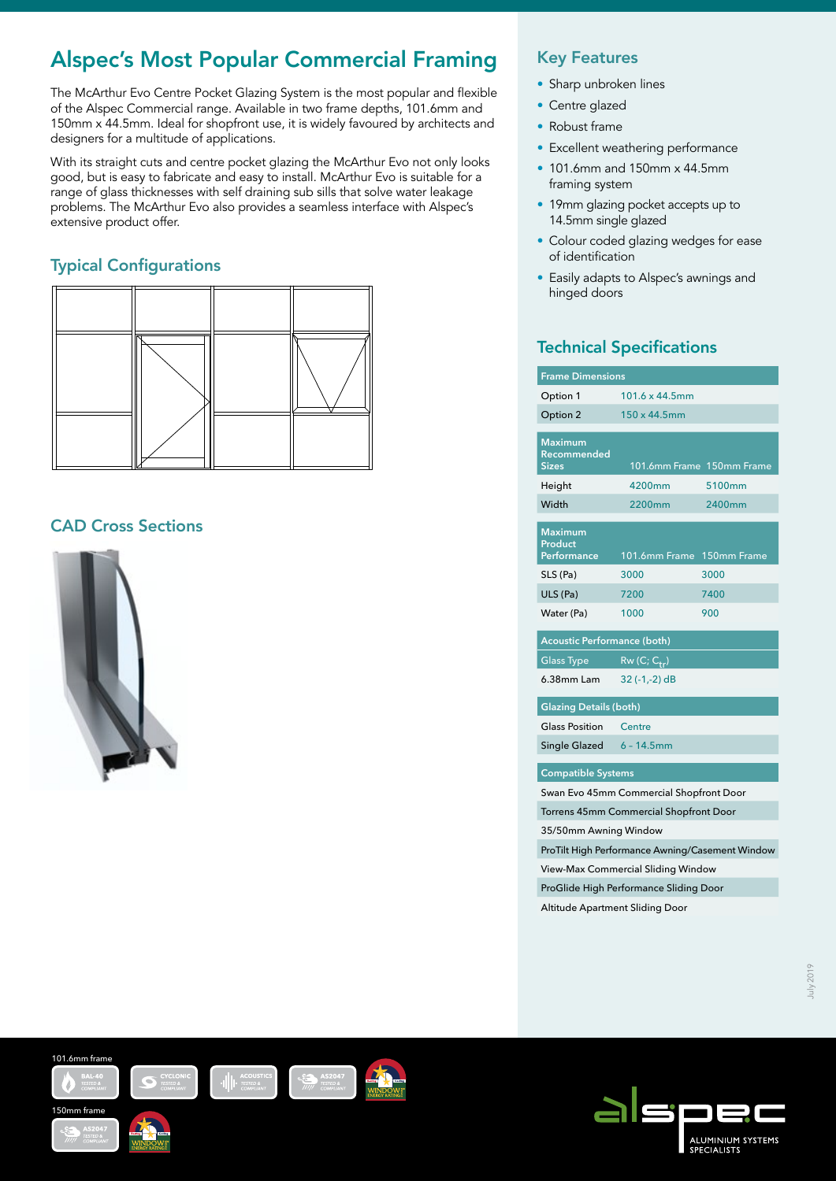# Alspec's Most Popular Commercial Framing

The McArthur Evo Centre Pocket Glazing System is the most popular and flexible of the Alspec Commercial range. Available in two frame depths, 101.6mm and 150mm x 44.5mm. Ideal for shopfront use, it is widely favoured by architects and designers for a multitude of applications.

With its straight cuts and centre pocket glazing the McArthur Evo not only looks good, but is easy to fabricate and easy to install. McArthur Evo is suitable for a range of glass thicknesses with self draining sub sills that solve water leakage problems. The McArthur Evo also provides a seamless interface with Alspec's extensive product offer.

## Typical Configurations

## CAD Cross Sections

## Key Features

- Sharp unbroken lines
- Centre glazed
- Robust frame
- Excellent weathering performance
- 101.6mm and 150mm x 44.5mm framing system
- 19mm glazing pocket accepts up to 14.5mm single glazed
- Colour coded glazing wedges for ease of identification
- Easily adapts to Alspec's awnings and hinged doors

## Technical Specifications

| Frame Dimensions | |
|---|---|
| Option 1 | 101.6 x 44.5mm |
| Option 2 | 150 x 44.5mm |

| Maximum Recommended Sizes | 101.6mm Frame | 150mm Frame |
|---|---|---|
| Height | 4200mm | 5100mm |
| Width | 2200mm | 2400mm |

| Maximum Product Performance | 101.6mm Frame | 150mm Frame |
|---|---|---|
| SLS (Pa) | 3000 | 3000 |
| ULS (Pa) | 7200 | 7400 |
| Water (Pa) | 1000 | 900 |

| Acoustic Performance (both) | |
|---|---|
| Glass Type | Rw (C; $C_{tr}$) |
| 6.38mm Lam | 32 (-1,-2) dB |

| Glazing Details (both) | |
|---|---|
| Glass Position | Centre |
| Single Glazed | 6 - 14.5mm |

| Compatible Systems |
|---|
| Swan Evo 45mm Commercial Shopfront Door |
| Torrens 45mm Commercial Shopfront Door |
| 35/50mm Awning Window |
| ProTilt High Performance Awning/Casement Window |
| View-Max Commercial Sliding Window |
| ProGlide High Performance Sliding Door |
| Altitude Apartment Sliding Door |

July 2019

101.6mm frame

BAL-40 TESTED & COMPLIANT | CYCLONIC TESTED & COMPLIANT | ACOUSTICS TESTED & COMPLIANT | AS2047 TESTED & COMPLIANT | WINDOW ENERGY RATINGS

150mm frame

AS2047 TESTED & COMPLIANT | WINDOW ENERGY RATINGS

alspec ALUMINIUM SYSTEMS SPECIALISTS